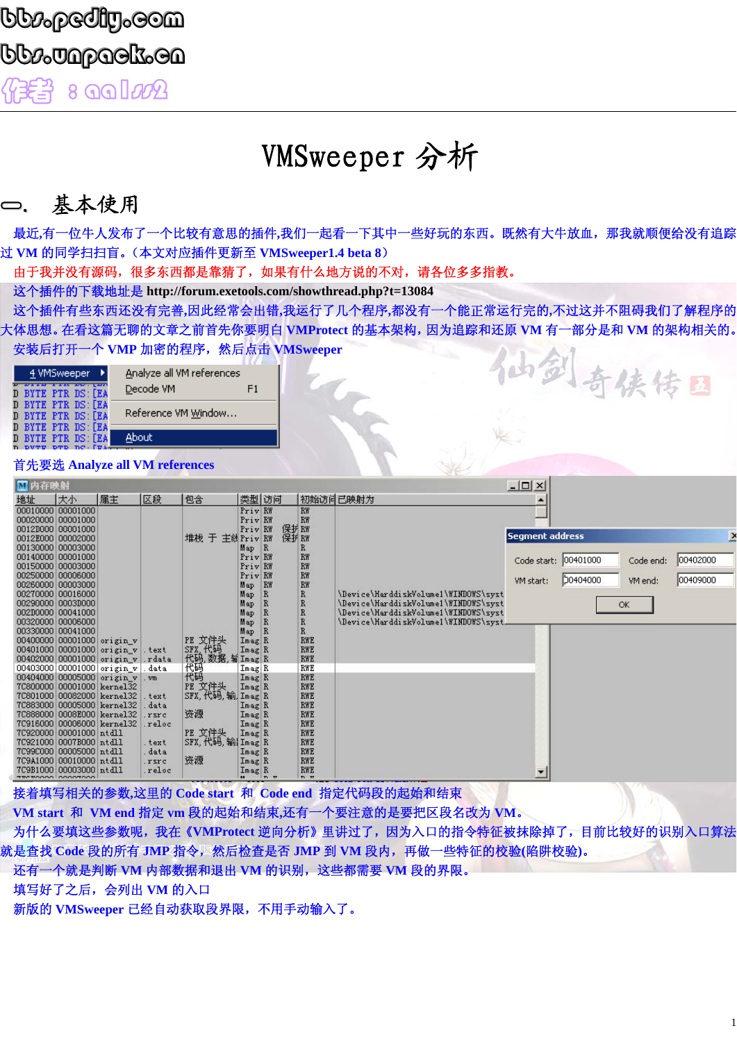bbs.pediy.com

bbs.unpack.cn

作者：aalss2

# VMSweeper 分析

## 一. 基本使用

最近,有一位牛人发布了一个比较有意思的插件,我们一起看一下其中一些好玩的东西。既然有大牛放血，那我就顺便给没有追踪过 VM 的同学扫扫盲。（本文对应插件更新至 VMSweeper1.4 beta 8）

由于我并没有源码，很多东西都是靠猜了，如果有什么地方说的不对，请各位多多指教。

这个插件的下载地址是 http://forum.exetools.com/showthread.php?t=13084

这个插件有些东西还没有完善,因此经常会出错,我运行了几个程序,都没有一个能正常运行完的,不过这并不阻碍我们了解程序的大体思想。在看这篇无聊的文章之前首先你要明白 VMProtect 的基本架构，因为追踪和还原 VM 有一部分是和 VM 的架构相关的。

安装后打开一个 VMP 加密的程序，然后点击 VMSweeper

首先要选 Analyze all VM references

接着填写相关的参数,这里的 Code start 和 Code end 指定代码段的起始和结束

VM start 和 VM end 指定 vm 段的起始和结束,还有一个要注意的是要把区段名改为 VM。

为什么要填这些参数呢，我在《VMProtect 逆向分析》里讲过了，因为入口的指令特征被抹除掉了，目前比较好的识别入口算法就是查找 Code 段的所有 JMP 指令，然后检查是否 JMP 到 VM 段内，再做一些特征的校验(陷阱校验)。

还有一个就是判断 VM 内部数据和退出 VM 的识别，这些都需要 VM 段的界限。

填写好了之后，会列出 VM 的入口

新版的 VMSweeper 已经自动获取段界限，不用手动输入了。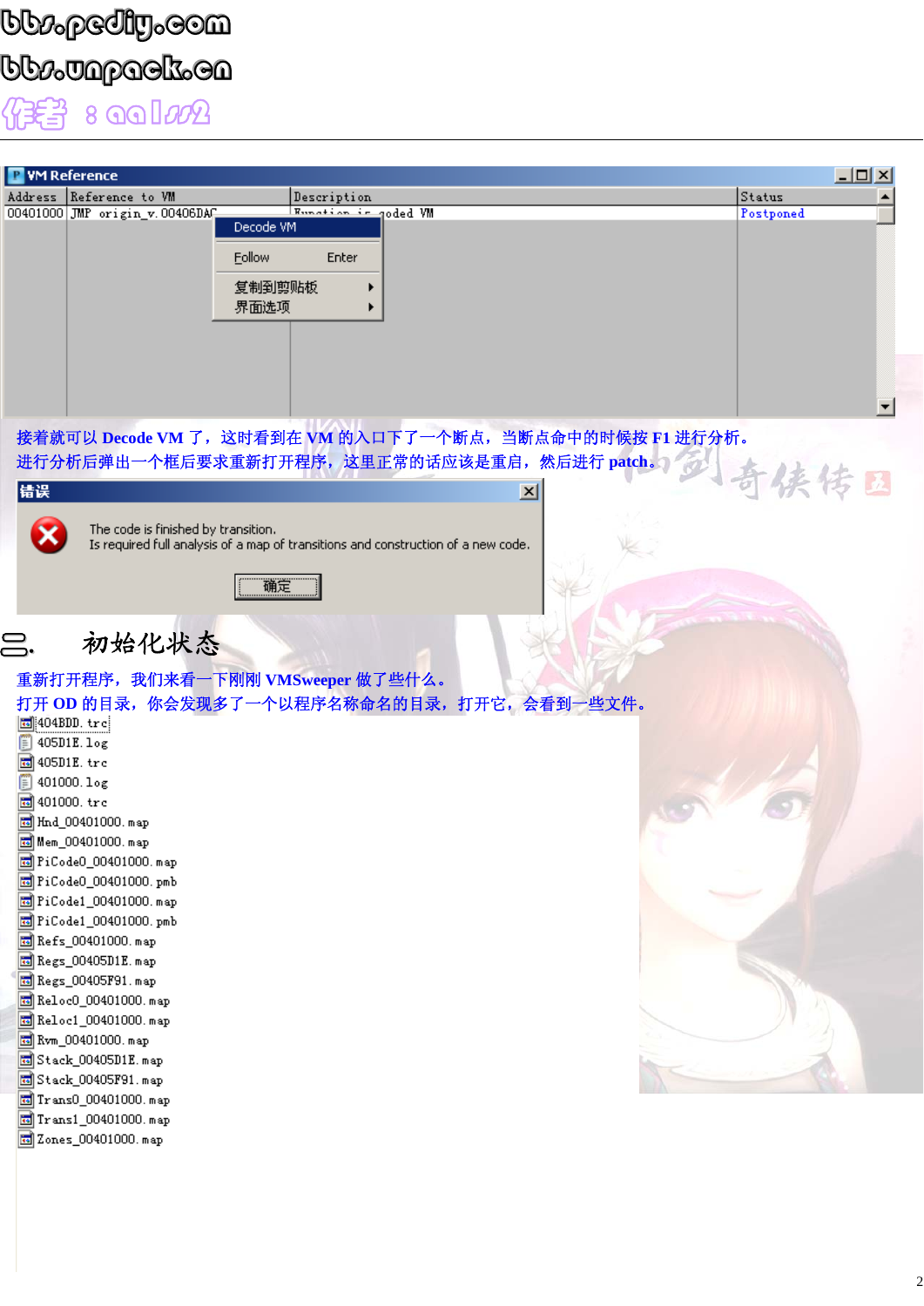bbs.pediy.com

bbs.unpack.cn

作者：aalss2

| Address | Reference to VM | Description | Status |
|---|---|---|---|
| 00401000 | JMP origin_v.00406DAC | Function is coded VM | Postponed |

Decode VM

Follow Enter

复制到剪贴板

界面选项

接着就可以 **Decode VM** 了，这时看到在 **VM** 的入口下了一个断点，当断点命中的时候按 **F1** 进行分析。

进行分析后弹出一个框后要求重新打开程序，这里正常的话应该是重启，然后进行 **patch**。

错误

The code is finished by transition.
Is required full analysis of a map of transitions and construction of a new code.

确定

## 二. 初始化状态

重新打开程序，我们来看一下刚刚 **VMSweeper** 做了些什么。

打开 **OD** 的目录，你会发现多了一个以程序名称命名的目录，打开它，会看到一些文件。

```
404BDD.trc
405D1E.log
405D1E.trc
401000.log
401000.trc
Hnd_00401000.map
Mem_00401000.map
PiCode0_00401000.map
PiCode0_00401000.pmb
PiCode1_00401000.map
PiCode1_00401000.pmb
Refs_00401000.map
Regs_00405D1E.map
Regs_00405F91.map
Reloc0_00401000.map
Reloc1_00401000.map
Rvm_00401000.map
Stack_00405D1E.map
Stack_00405F91.map
Trans0_00401000.map
Trans1_00401000.map
Zones_00401000.map
```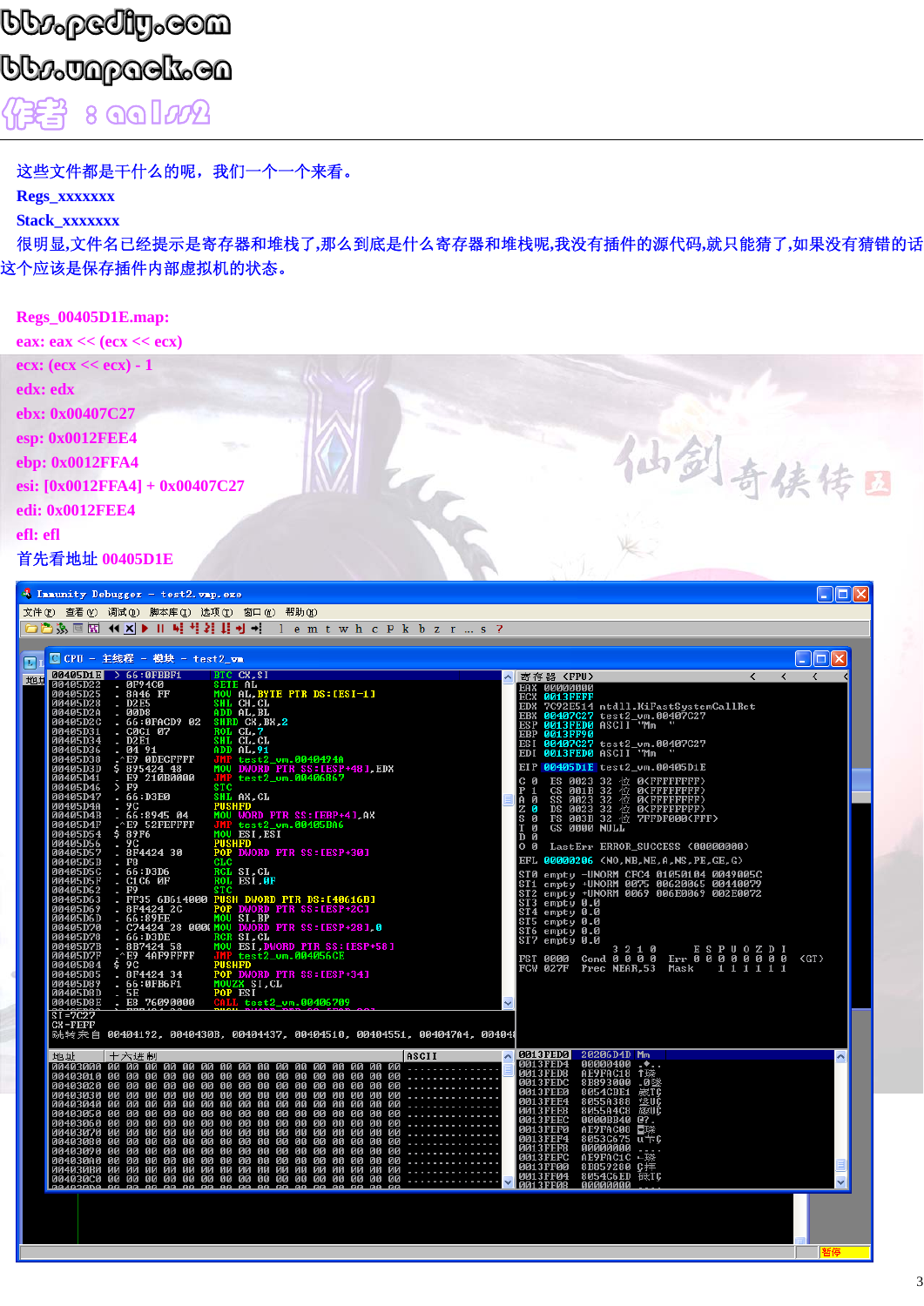bbs.pediy.com

bbs.unpack.cn

作者：aalss2

这些文件都是干什么的呢，我们一个一个来看。

**Regs_xxxxxxx**

**Stack_xxxxxxx**

很明显,文件名已经提示是寄存器和堆栈了,那么到底是什么寄存器和堆栈呢,我没有插件的源代码,就只能猜了,如果没有猜错的话这个应该是保存插件内部虚拟机的状态。

**Regs_00405D1E.map:**

**eax: eax << (ecx << ecx)**

**ecx: (ecx << ecx) - 1**

**edx: edx**

**ebx: 0x00407C27**

**esp: 0x0012FEE4**

**ebp: 0x0012FFA4**

**esi: [0x0012FFA4] + 0x00407C27**

**edi: 0x0012FEE4**

**efl: efl**

首先看地址 00405D1E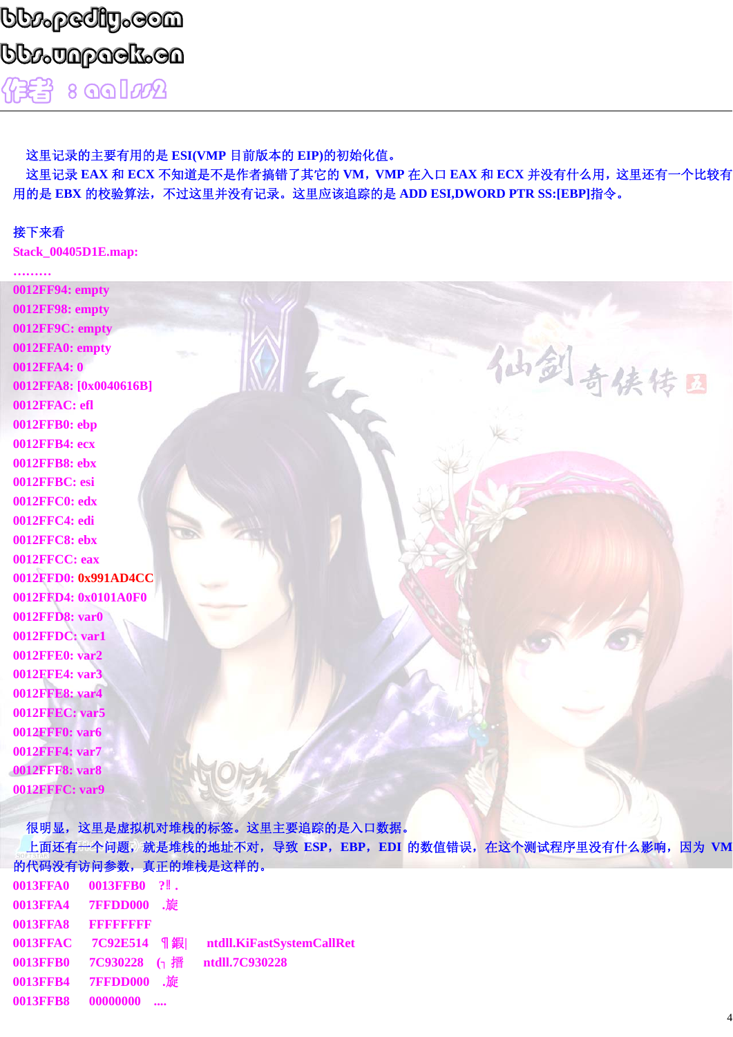这里记录的主要有用的是 ESI(VMP 目前版本的 EIP)的初始化值。

这里记录 EAX 和 ECX 不知道是不是作者搞错了其它的 VM，VMP 在入口 EAX 和 ECX 并没有什么用，这里还有一个比较有用的是 EBX 的校验算法，不过这里并没有记录。这里应该追踪的是 ADD ESI,DWORD PTR SS:[EBP]指令。

接下来看

Stack_00405D1E.map:

………

```
0012FF94: empty
0012FF98: empty
0012FF9C: empty
0012FFA0: empty
0012FFA4: 0
0012FFA8: [0x0040616B]
0012FFAC: efl
0012FFB0: ebp
0012FFB4: ecx
0012FFB8: ebx
0012FFBC: esi
0012FFC0: edx
0012FFC4: edi
0012FFC8: ebx
0012FFCC: eax
0012FFD0: 0x991AD4CC
0012FFD4: 0x0101A0F0
0012FFD8: var0
0012FFDC: var1
0012FFE0: var2
0012FFE4: var3
0012FFE8: var4
0012FFEC: var5
0012FFF0: var6
0012FFF4: var7
0012FFF8: var8
0012FFFC: var9
```

很明显，这里是虚拟机对堆栈的标签。这里主要追踪的是入口数据。

上面还有一个问题，就是堆栈的地址不对，导致 ESP，EBP，EDI 的数值错误，在这个测试程序里没有什么影响，因为 VM 的代码没有访问参数，真正的堆栈是这样的。

```
0013FFA0    0013FFB0    ?‼ .
0013FFA4    7FFDD000    .旋
0013FFA8    FFFFFFFF
0013FFAC    7C92E514    ¶鍜|     ntdll.KiFastSystemCallRet
0013FFB0    7C930228    (┐摺     ntdll.7C930228
0013FFB4    7FFDD000    .旋
0013FFB8    00000000    ....
```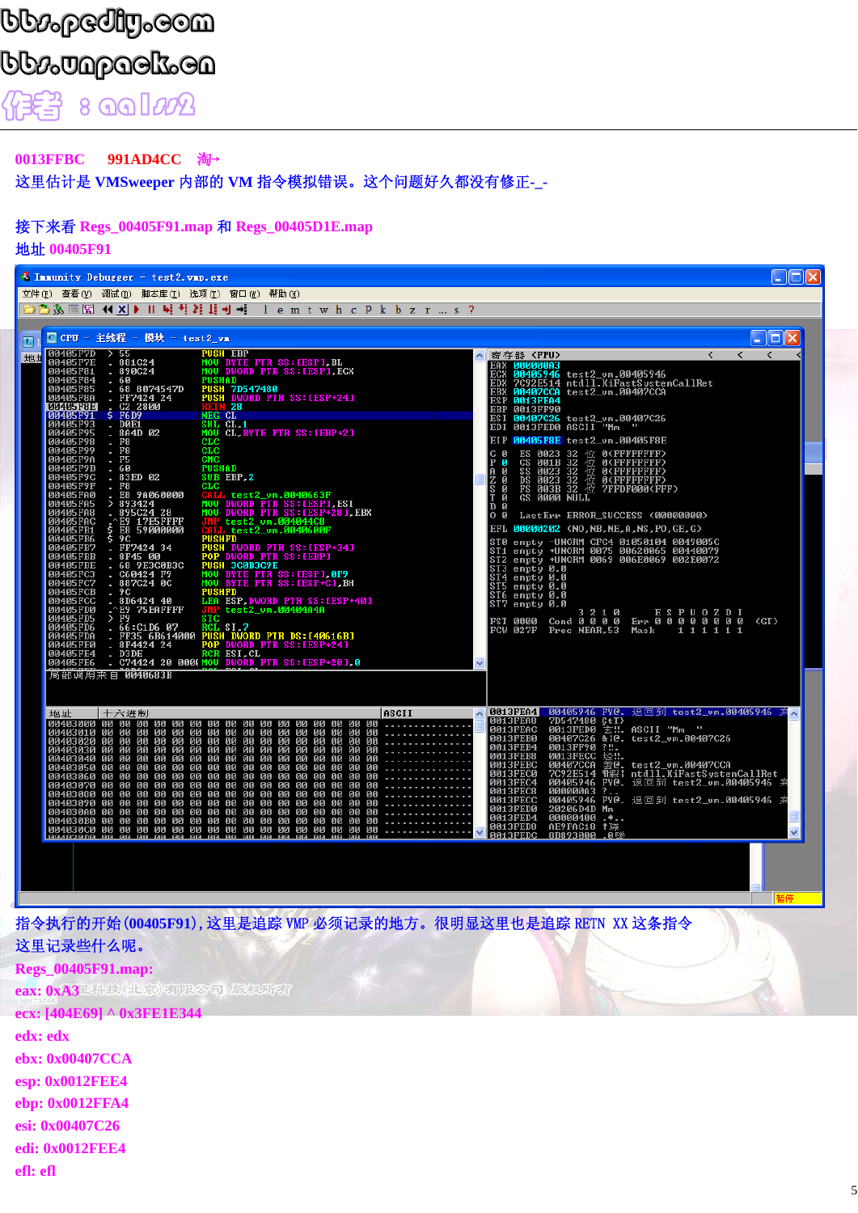0013FFBC　991AD4CC　淘→

这里估计是 VMSweeper 内部的 VM 指令模拟错误。这个问题好久都没有修正-_-

接下来看 Regs_00405F91.map 和 Regs_00405D1E.map

地址 00405F91

指令执行的开始(00405F91)，这里是追踪 VMP 必须记录的地方。很明显这里也是追踪 RETN XX 这条指令

这里记录些什么呢。

Regs_00405F91.map:

eax: 0xA3

ecx: [404E69] ^ 0x3FE1E344

edx: edx

ebx: 0x00407CCA

esp: 0x0012FEE4

ebp: 0x0012FFA4

esi: 0x00407C26

edi: 0x0012FEE4

efl: efl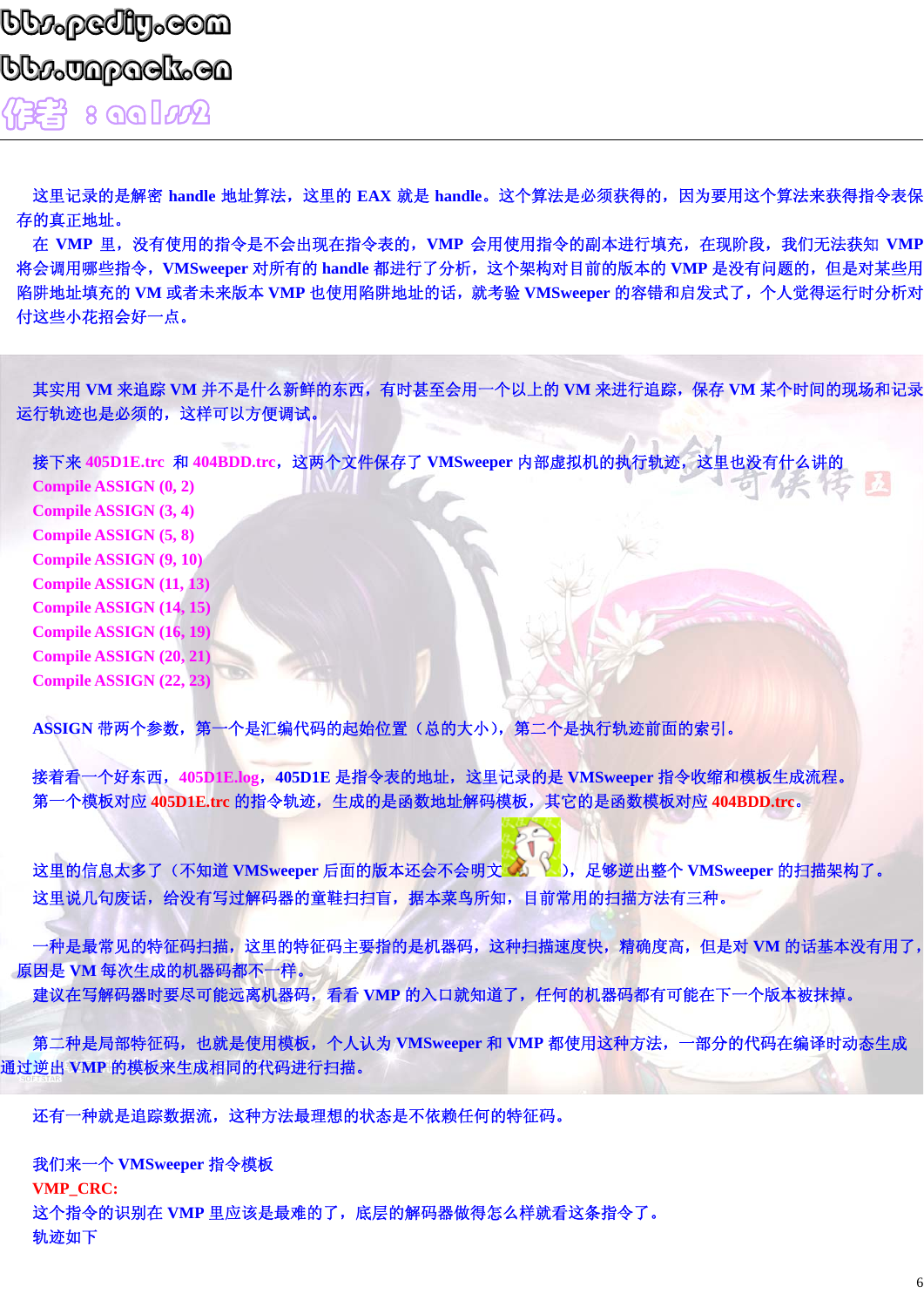这里记录的是解密 handle 地址算法，这里的 EAX 就是 handle。这个算法是必须获得的，因为要用这个算法来获得指令表保存的真正地址。

在 VMP 里，没有使用的指令是不会出现在指令表的，VMP 会用使用指令的副本进行填充，在现阶段，我们无法获知 VMP 将会调用哪些指令，VMSweeper 对所有的 handle 都进行了分析，这个架构对目前的版本的 VMP 是没有问题的，但是对某些用陷阱地址填充的 VM 或者未来版本 VMP 也使用陷阱地址的话，就考验 VMSweeper 的容错和启发式了，个人觉得运行时分析对付这些小花招会好一点。

其实用 VM 来追踪 VM 并不是什么新鲜的东西，有时甚至会用一个以上的 VM 来进行追踪，保存 VM 某个时间的现场和记录运行轨迹也是必须的，这样可以方便调试。

接下来 405D1E.trc 和 404BDD.trc，这两个文件保存了 VMSweeper 内部虚拟机的执行轨迹，这里也没有什么讲的

Compile ASSIGN (0, 2)
Compile ASSIGN (3, 4)
Compile ASSIGN (5, 8)
Compile ASSIGN (9, 10)
Compile ASSIGN (11, 13)
Compile ASSIGN (14, 15)
Compile ASSIGN (16, 19)
Compile ASSIGN (20, 21)
Compile ASSIGN (22, 23)

ASSIGN 带两个参数，第一个是汇编代码的起始位置（总的大小），第二个是执行轨迹前面的索引。

接着看一个好东西，405D1E.log，405D1E 是指令表的地址，这里记录的是 VMSweeper 指令收缩和模板生成流程。
第一个模板对应 405D1E.trc 的指令轨迹，生成的是函数地址解码模板，其它的是函数模板对应 404BDD.trc。

这里的信息太多了（不知道 VMSweeper 后面的版本还会不会明文），足够逆出整个 VMSweeper 的扫描架构了。
这里说几句废话，给没有写过解码器的童鞋扫扫盲，据本菜鸟所知，目前常用的扫描方法有三种。

一种是最常见的特征码扫描，这里的特征码主要指的是机器码，这种扫描速度快，精确度高，但是对 VM 的话基本没有用了，原因是 VM 每次生成的机器码都不一样。
建议在写解码器时要尽可能远离机器码，看看 VMP 的入口就知道了，任何的机器码都有可能在下一个版本被抹掉。

第二种是局部特征码，也就是使用模板，个人认为 VMSweeper 和 VMP 都使用这种方法，一部分的代码在编译时动态生成通过逆出 VMP 的模板来生成相同的代码进行扫描。

还有一种就是追踪数据流，这种方法最理想的状态是不依赖任何的特征码。

我们来一个 VMSweeper 指令模板
**VMP_CRC:**
这个指令的识别在 VMP 里应该是最难的了，底层的解码器做得怎么样就看这条指令了。
轨迹如下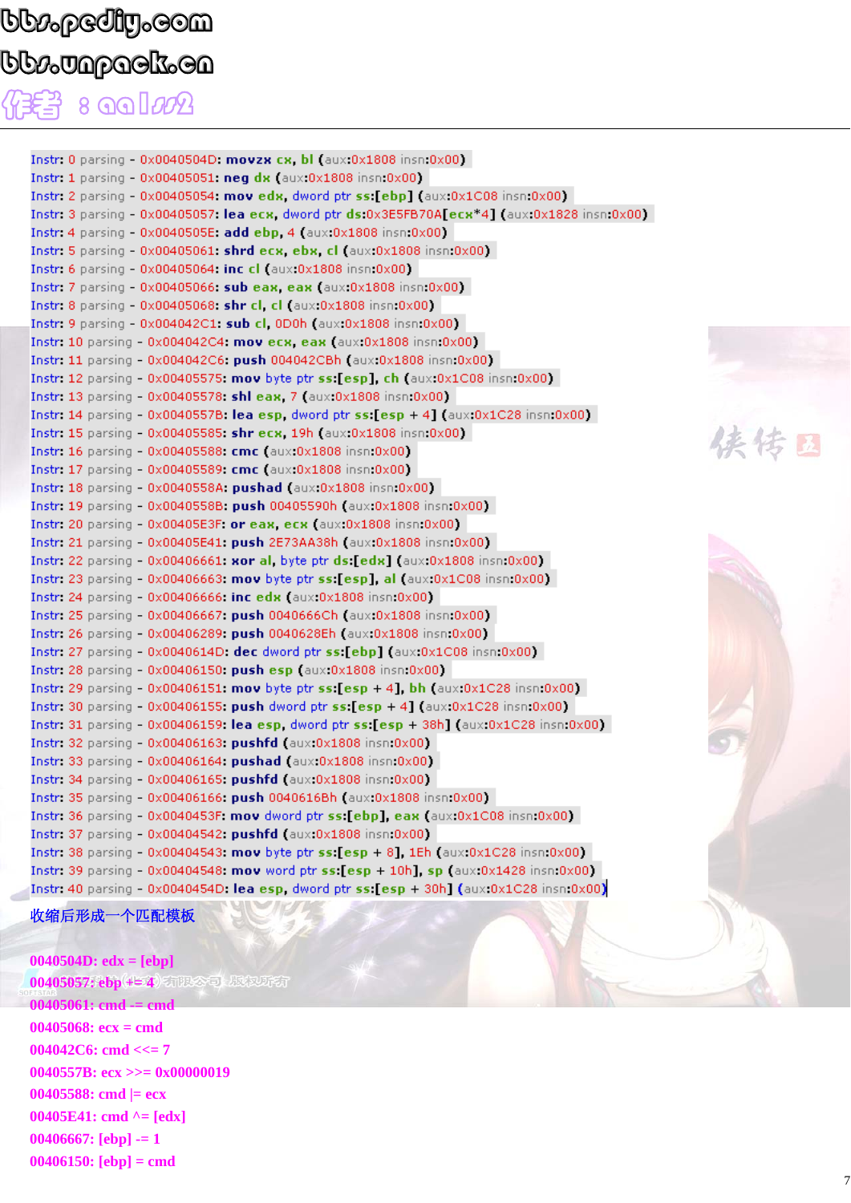```
Instr: 0 parsing - 0x0040504D: movzx cx, bl (aux:0x1808 insn:0x00)
Instr: 1 parsing - 0x00405051: neg dx (aux:0x1808 insn:0x00)
Instr: 2 parsing - 0x00405054: mov edx, dword ptr ss:[ebp] (aux:0x1C08 insn:0x00)
Instr: 3 parsing - 0x00405057: lea ecx, dword ptr ds:0x3E5FB70A[ecx*4] (aux:0x1828 insn:0x00)
Instr: 4 parsing - 0x0040505E: add ebp, 4 (aux:0x1808 insn:0x00)
Instr: 5 parsing - 0x00405061: shrd ecx, ebx, cl (aux:0x1808 insn:0x00)
Instr: 6 parsing - 0x00405064: inc cl (aux:0x1808 insn:0x00)
Instr: 7 parsing - 0x00405066: sub eax, eax (aux:0x1808 insn:0x00)
Instr: 8 parsing - 0x00405068: shr cl, cl (aux:0x1808 insn:0x00)
Instr: 9 parsing - 0x004042C1: sub cl, 0D0h (aux:0x1808 insn:0x00)
Instr: 10 parsing - 0x004042C4: mov ecx, eax (aux:0x1808 insn:0x00)
Instr: 11 parsing - 0x004042C6: push 004042CBh (aux:0x1808 insn:0x00)
Instr: 12 parsing - 0x00405575: mov byte ptr ss:[esp], ch (aux:0x1C08 insn:0x00)
Instr: 13 parsing - 0x00405578: shl eax, 7 (aux:0x1808 insn:0x00)
Instr: 14 parsing - 0x0040557B: lea esp, dword ptr ss:[esp + 4] (aux:0x1C28 insn:0x00)
Instr: 15 parsing - 0x00405585: shr ecx, 19h (aux:0x1808 insn:0x00)
Instr: 16 parsing - 0x00405588: cmc (aux:0x1808 insn:0x00)
Instr: 17 parsing - 0x00405589: cmc (aux:0x1808 insn:0x00)
Instr: 18 parsing - 0x0040558A: pushad (aux:0x1808 insn:0x00)
Instr: 19 parsing - 0x0040558B: push 00405590h (aux:0x1808 insn:0x00)
Instr: 20 parsing - 0x00405E3F: or eax, ecx (aux:0x1808 insn:0x00)
Instr: 21 parsing - 0x00405E41: push 2E73AA38h (aux:0x1808 insn:0x00)
Instr: 22 parsing - 0x00406661: xor al, byte ptr ds:[edx] (aux:0x1808 insn:0x00)
Instr: 23 parsing - 0x00406663: mov byte ptr ss:[esp], al (aux:0x1C08 insn:0x00)
Instr: 24 parsing - 0x00406666: inc edx (aux:0x1808 insn:0x00)
Instr: 25 parsing - 0x00406667: push 0040666Ch (aux:0x1808 insn:0x00)
Instr: 26 parsing - 0x00406289: push 0040628Eh (aux:0x1808 insn:0x00)
Instr: 27 parsing - 0x0040614D: dec dword ptr ss:[ebp] (aux:0x1C08 insn:0x00)
Instr: 28 parsing - 0x00406150: push esp (aux:0x1808 insn:0x00)
Instr: 29 parsing - 0x00406151: mov byte ptr ss:[esp + 4], bh (aux:0x1C28 insn:0x00)
Instr: 30 parsing - 0x00406155: push dword ptr ss:[esp + 4] (aux:0x1C28 insn:0x00)
Instr: 31 parsing - 0x00406159: lea esp, dword ptr ss:[esp + 38h] (aux:0x1C28 insn:0x00)
Instr: 32 parsing - 0x00406163: pushfd (aux:0x1808 insn:0x00)
Instr: 33 parsing - 0x00406164: pushad (aux:0x1808 insn:0x00)
Instr: 34 parsing - 0x00406165: pushfd (aux:0x1808 insn:0x00)
Instr: 35 parsing - 0x00406166: push 0040616Bh (aux:0x1808 insn:0x00)
Instr: 36 parsing - 0x0040453F: mov dword ptr ss:[ebp], eax (aux:0x1C08 insn:0x00)
Instr: 37 parsing - 0x00404542: pushfd (aux:0x1808 insn:0x00)
Instr: 38 parsing - 0x00404543: mov byte ptr ss:[esp + 8], 1Eh (aux:0x1C28 insn:0x00)
Instr: 39 parsing - 0x00404548: mov word ptr ss:[esp + 10h], sp (aux:0x1428 insn:0x00)
Instr: 40 parsing - 0x0040454D: lea esp, dword ptr ss:[esp + 30h] (aux:0x1C28 insn:0x00)
```

收缩后形成一个匹配模板

```
0040504D: edx = [ebp]
00405057: ebp += 4
00405061: cmd -= cmd
00405068: ecx = cmd
004042C6: cmd <<= 7
0040557B: ecx >>= 0x00000019
00405588: cmd |= ecx
00405E41: cmd ^= [edx]
00406667: [ebp] -= 1
00406150: [ebp] = cmd
```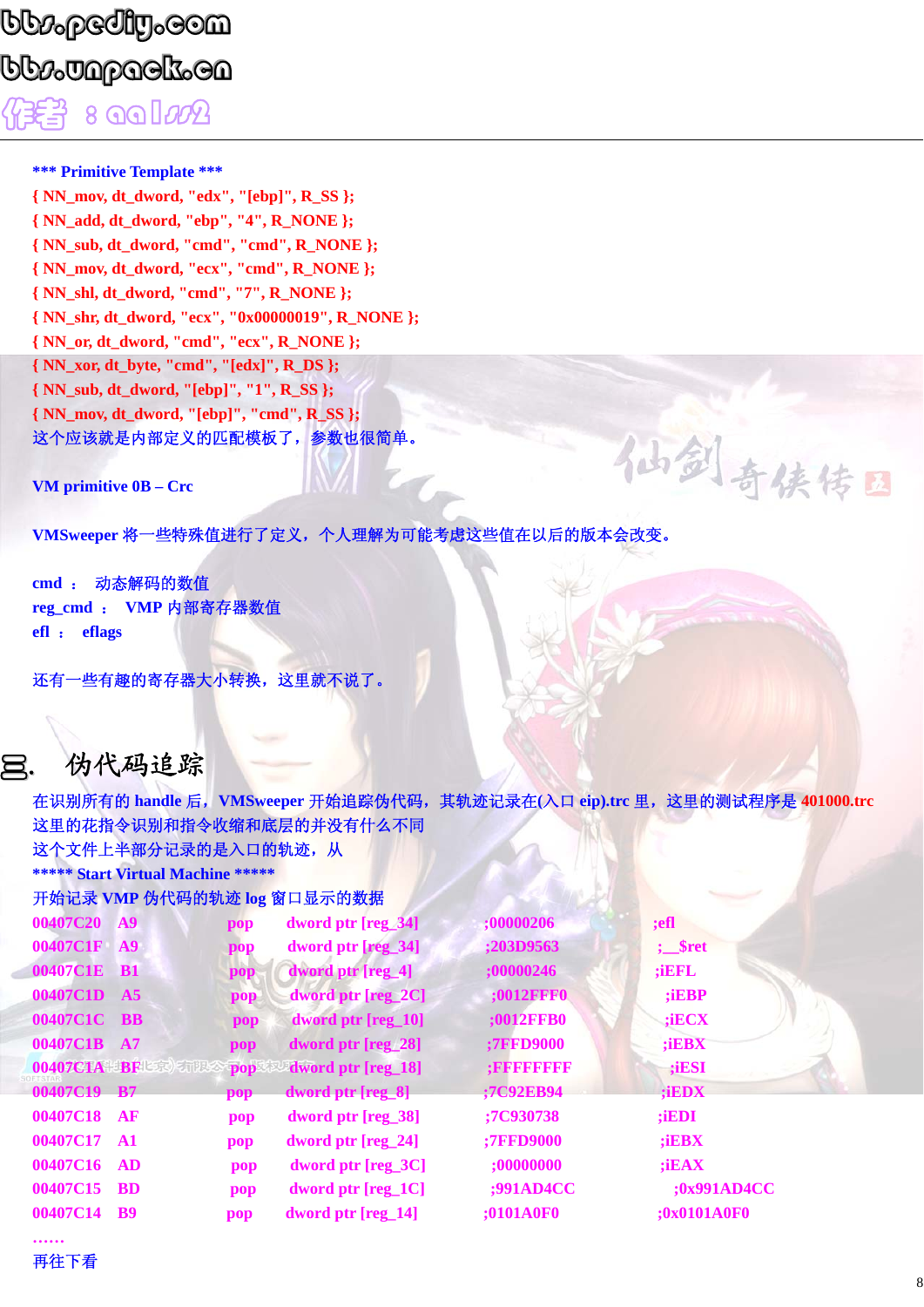bbs.pediy.com
bbs.unpack.cn
作者：aalss2

**\*\*\* Primitive Template \*\*\***

```
{ NN_mov, dt_dword, "edx", "[ebp]", R_SS };
{ NN_add, dt_dword, "ebp", "4", R_NONE };
{ NN_sub, dt_dword, "cmd", "cmd", R_NONE };
{ NN_mov, dt_dword, "ecx", "cmd", R_NONE };
{ NN_shl, dt_dword, "cmd", "7", R_NONE };
{ NN_shr, dt_dword, "ecx", "0x00000019", R_NONE };
{ NN_or, dt_dword, "cmd", "ecx", R_NONE };
{ NN_xor, dt_byte, "cmd", "[edx]", R_DS };
{ NN_sub, dt_dword, "[ebp]", "1", R_SS };
{ NN_mov, dt_dword, "[ebp]", "cmd", R_SS };
```

这个应该就是内部定义的匹配模板了，参数也很简单。

**VM primitive 0B – Crc**

VMSweeper 将一些特殊值进行了定义，个人理解为可能考虑这些值在以后的版本会改变。

cmd ： 动态解码的数值
reg_cmd ： VMP 内部寄存器数值
efl ： eflags

还有一些有趣的寄存器大小转换，这里就不说了。

## 三. 伪代码追踪

在识别所有的 handle 后，VMSweeper 开始追踪伪代码，其轨迹记录在(入口 eip).trc 里，这里的测试程序是 401000.trc

这里的花指令识别和指令收缩和底层的并没有什么不同

这个文件上半部分记录的是入口的轨迹，从

**\*\*\*\*\* Start Virtual Machine \*\*\*\*\***

开始记录 VMP 伪代码的轨迹 log 窗口显示的数据

```
00407C20   A9    pop   dword ptr [reg_34]   ;00000206    ;efl
00407C1F   A9    pop   dword ptr [reg_34]   ;203D9563    ;__$ret
00407C1E   B1    pop   dword ptr [reg_4]    ;00000246    ;iEFL
00407C1D   A5    pop   dword ptr [reg_2C]   ;0012FFF0    ;iEBP
00407C1C   BB    pop   dword ptr [reg_10]   ;0012FFB0    ;iECX
00407C1B   A7    pop   dword ptr [reg_28]   ;7FFD9000    ;iEBX
00407C1A   BF    pop   dword ptr [reg_18]   ;FFFFFFFF    ;iESI
00407C19   B7    pop   dword ptr [reg_8]    ;7C92EB94    ;iEDX
00407C18   AF    pop   dword ptr [reg_38]   ;7C930738    ;iEDI
00407C17   A1    pop   dword ptr [reg_24]   ;7FFD9000    ;iEBX
00407C16   AD    pop   dword ptr [reg_3C]   ;00000000    ;iEAX
00407C15   BD    pop   dword ptr [reg_1C]   ;991AD4CC    ;0x991AD4CC
00407C14   B9    pop   dword ptr [reg_14]   ;0101A0F0    ;0x0101A0F0
……
```

再往下看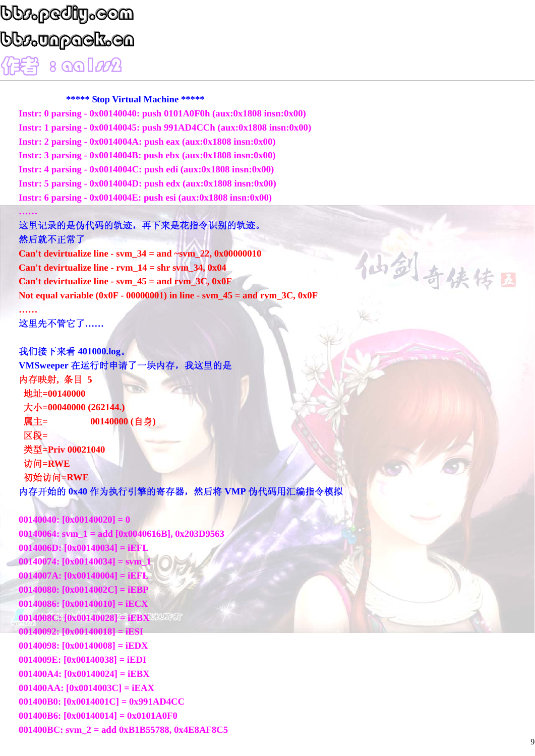***** Stop Virtual Machine *****

Instr: 0 parsing - 0x00140040: push 0101A0F0h (aux:0x1808 insn:0x00)
Instr: 1 parsing - 0x00140045: push 991AD4CCh (aux:0x1808 insn:0x00)
Instr: 2 parsing - 0x0014004A: push eax (aux:0x1808 insn:0x00)
Instr: 3 parsing - 0x0014004B: push ebx (aux:0x1808 insn:0x00)
Instr: 4 parsing - 0x0014004C: push edi (aux:0x1808 insn:0x00)
Instr: 5 parsing - 0x0014004D: push edx (aux:0x1808 insn:0x00)
Instr: 6 parsing - 0x0014004E: push esi (aux:0x1808 insn:0x00)
……

这里记录的是伪代码的轨迹，再下来是花指令识别的轨迹。
然后就不正常了

Can't devirtualize line - svm_34 = and ~svm_22, 0x00000010
Can't devirtualize line - rvm_14 = shr svm_34, 0x04
Can't devirtualize line - svm_45 = and rvm_3C, 0x0F
Not equal variable (0x0F - 00000001) in line - svm_45 = and rvm_3C, 0x0F
……

这里先不管它了……

我们接下来看 401000.log。
VMSweeper 在运行时申请了一块内存，我这里的是
内存映射，条目 5
 地址=00140000
 大小=00040000 (262144.)
 属主=　　　　00140000 (自身)
 区段=
 类型=Priv 00021040
 访问=RWE
 初始访问=RWE
内存开始的 0x40 作为执行引擎的寄存器，然后将 VMP 伪代码用汇编指令模拟

00140040: [0x00140020] = 0
00140064: svm_1 = add [0x0040616B], 0x203D9563
0014006D: [0x00140034] = iEFL
00140074: [0x00140034] = svm_1
0014007A: [0x00140004] = iEFL
00140080: [0x0014002C] = iEBP
00140086: [0x00140010] = iECX
0014008C: [0x00140028] = iEBX
00140092: [0x00140018] = iESI
00140098: [0x00140008] = iEDX
0014009E: [0x00140038] = iEDI
001400A4: [0x00140024] = iEBX
001400AA: [0x0014003C] = iEAX
001400B0: [0x0014001C] = 0x991AD4CC
001400B6: [0x00140014] = 0x0101A0F0
001400BC: svm_2 = add 0xB1B55788, 0x4E8AF8C5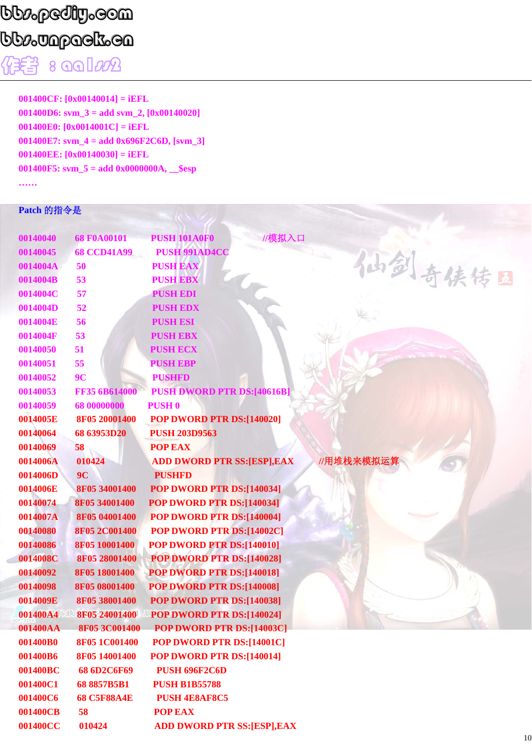```
001400CF: [0x00140014] = iEFL
001400D6: svm_3 = add svm_2, [0x00140020]
001400E0: [0x0014001C] = iEFL
001400E7: svm_4 = add 0x696F2C6D, [svm_3]
001400EE: [0x00140030] = iEFL
001400F5: svm_5 = add 0x0000000A, __$esp
……
```

Patch 的指令是

```
00140040    68 F0A00101      PUSH 101A0F0                    //模拟入口
00140045    68 CCD41A99      PUSH 991AD4CC
0014004A    50               PUSH EAX
0014004B    53               PUSH EBX
0014004C    57               PUSH EDI
0014004D    52               PUSH EDX
0014004E    56               PUSH ESI
0014004F    53               PUSH EBX
00140050    51               PUSH ECX
00140051    55               PUSH EBP
00140052    9C               PUSHFD
00140053    FF35 6B614000    PUSH DWORD PTR DS:[40616B]
00140059    68 00000000      PUSH 0
0014005E    8F05 20001400    POP DWORD PTR DS:[140020]
00140064    68 63953D20      PUSH 203D9563
00140069    58               POP EAX
0014006A    010424           ADD DWORD PTR SS:[ESP],EAX      //用堆栈来模拟运算
0014006D    9C               PUSHFD
0014006E    8F05 34001400    POP DWORD PTR DS:[140034]
00140074    8F05 34001400    POP DWORD PTR DS:[140034]
0014007A    8F05 04001400    POP DWORD PTR DS:[140004]
00140080    8F05 2C001400    POP DWORD PTR DS:[14002C]
00140086    8F05 10001400    POP DWORD PTR DS:[140010]
0014008C    8F05 28001400    POP DWORD PTR DS:[140028]
00140092    8F05 18001400    POP DWORD PTR DS:[140018]
00140098    8F05 08001400    POP DWORD PTR DS:[140008]
0014009E    8F05 38001400    POP DWORD PTR DS:[140038]
001400A4    8F05 24001400    POP DWORD PTR DS:[140024]
001400AA    8F05 3C001400    POP DWORD PTR DS:[14003C]
001400B0    8F05 1C001400    POP DWORD PTR DS:[14001C]
001400B6    8F05 14001400    POP DWORD PTR DS:[140014]
001400BC    68 6D2C6F69      PUSH 696F2C6D
001400C1    68 8857B5B1      PUSH B1B55788
001400C6    68 C5F88A4E      PUSH 4E8AF8C5
001400CB    58               POP EAX
001400CC    010424           ADD DWORD PTR SS:[ESP],EAX
```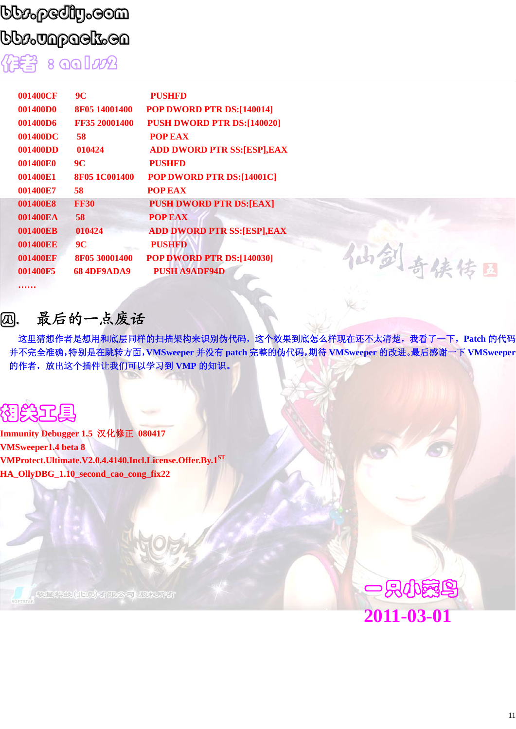```
001400CF    9C              PUSHFD
001400D0    8F05 14001400   POP DWORD PTR DS:[140014]
001400D6    FF35 20001400   PUSH DWORD PTR DS:[140020]
001400DC    58              POP EAX
001400DD    010424          ADD DWORD PTR SS:[ESP],EAX
001400E0    9C              PUSHFD
001400E1    8F05 1C001400   POP DWORD PTR DS:[14001C]
001400E7    58              POP EAX
001400E8    FF30            PUSH DWORD PTR DS:[EAX]
001400EA    58              POP EAX
001400EB    010424          ADD DWORD PTR SS:[ESP],EAX
001400EE    9C              PUSHFD
001400EF    8F05 30001400   POP DWORD PTR DS:[140030]
001400F5    68 4DF9ADA9     PUSH A9ADF94D
……
```

## 四. 最后的一点废话

这里猜想作者是想用和底层同样的扫描架构来识别伪代码，这个效果到底怎么样现在还不太清楚，我看了一下，Patch 的代码并不完全准确，特别是在跳转方面，VMSweeper 并没有 patch 完整的伪代码，期待 VMSweeper 的改进。最后感谢一下 VMSweeper 的作者，放出这个插件让我们可以学习到 VMP 的知识。

## 相关工具

Immunity Debugger 1.5 汉化修正 080417
VMSweeper1.4 beta 8
VMProtect.Ultimate.V2.0.4.4140.Incl.License.Offer.By.1ST
HA_OllyDBG_1.10_second_cao_cong_fix22

一只小菜鸟

2011-03-01